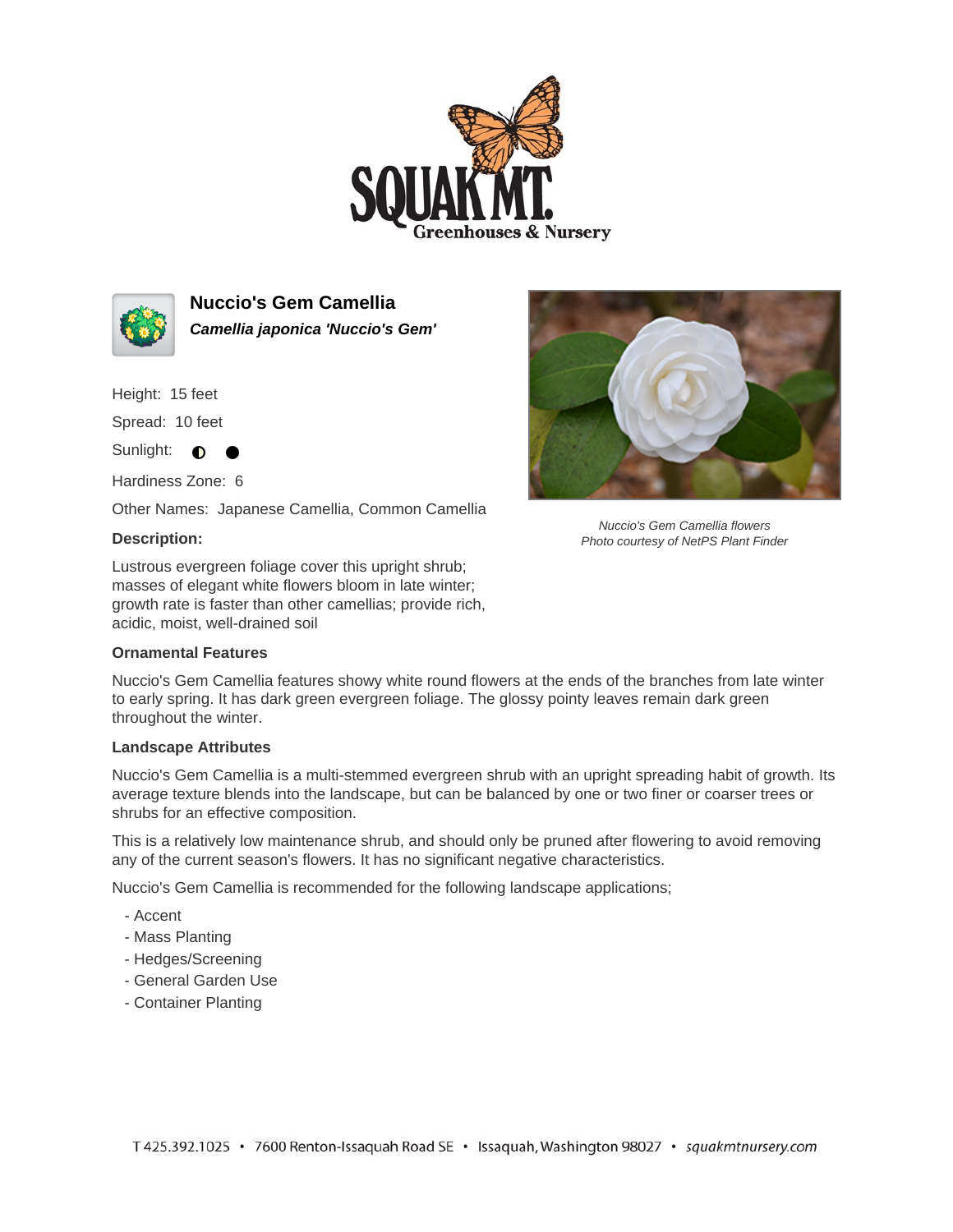# Nuccio's Gem Camellia

***Camellia japonica 'Nuccio's Gem'***

Height: 15 feet

Spread: 10 feet

Sunlight: ◐ ●

Hardiness Zone: 6

Other Names: Japanese Camellia, Common Camellia

*Nuccio's Gem Camellia flowers*
*Photo courtesy of NetPS Plant Finder*

**Description:**

Lustrous evergreen foliage cover this upright shrub; masses of elegant white flowers bloom in late winter; growth rate is faster than other camellias; provide rich, acidic, moist, well-drained soil

**Ornamental Features**

Nuccio's Gem Camellia features showy white round flowers at the ends of the branches from late winter to early spring. It has dark green evergreen foliage. The glossy pointy leaves remain dark green throughout the winter.

**Landscape Attributes**

Nuccio's Gem Camellia is a multi-stemmed evergreen shrub with an upright spreading habit of growth. Its average texture blends into the landscape, but can be balanced by one or two finer or coarser trees or shrubs for an effective composition.

This is a relatively low maintenance shrub, and should only be pruned after flowering to avoid removing any of the current season's flowers. It has no significant negative characteristics.

Nuccio's Gem Camellia is recommended for the following landscape applications;

- Accent
- Mass Planting
- Hedges/Screening
- General Garden Use
- Container Planting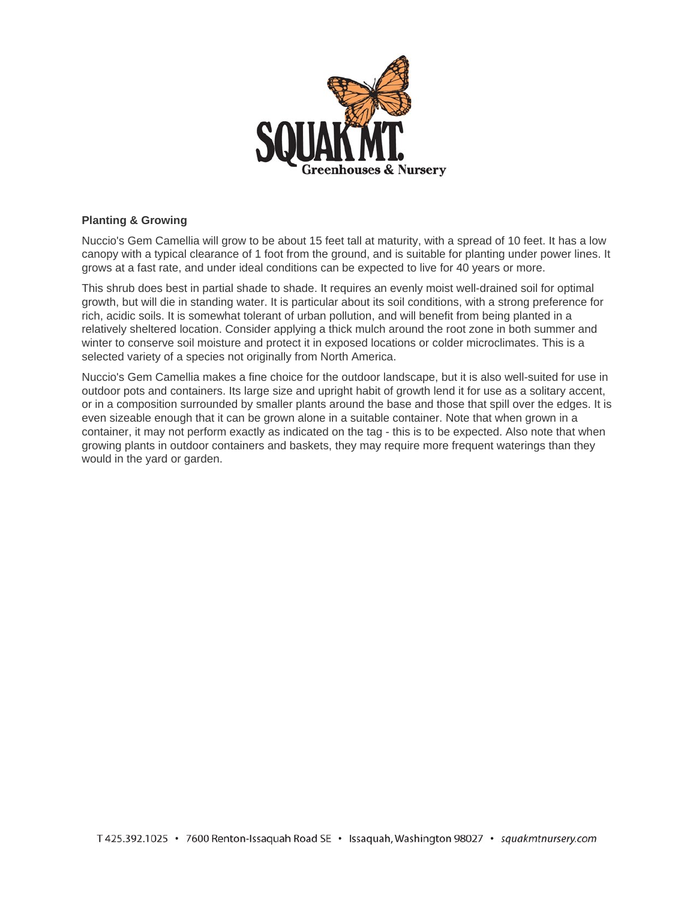**Planting & Growing**

Nuccio's Gem Camellia will grow to be about 15 feet tall at maturity, with a spread of 10 feet. It has a low canopy with a typical clearance of 1 foot from the ground, and is suitable for planting under power lines. It grows at a fast rate, and under ideal conditions can be expected to live for 40 years or more.

This shrub does best in partial shade to shade. It requires an evenly moist well-drained soil for optimal growth, but will die in standing water. It is particular about its soil conditions, with a strong preference for rich, acidic soils. It is somewhat tolerant of urban pollution, and will benefit from being planted in a relatively sheltered location. Consider applying a thick mulch around the root zone in both summer and winter to conserve soil moisture and protect it in exposed locations or colder microclimates. This is a selected variety of a species not originally from North America.

Nuccio's Gem Camellia makes a fine choice for the outdoor landscape, but it is also well-suited for use in outdoor pots and containers. Its large size and upright habit of growth lend it for use as a solitary accent, or in a composition surrounded by smaller plants around the base and those that spill over the edges. It is even sizeable enough that it can be grown alone in a suitable container. Note that when grown in a container, it may not perform exactly as indicated on the tag - this is to be expected. Also note that when growing plants in outdoor containers and baskets, they may require more frequent waterings than they would in the yard or garden.